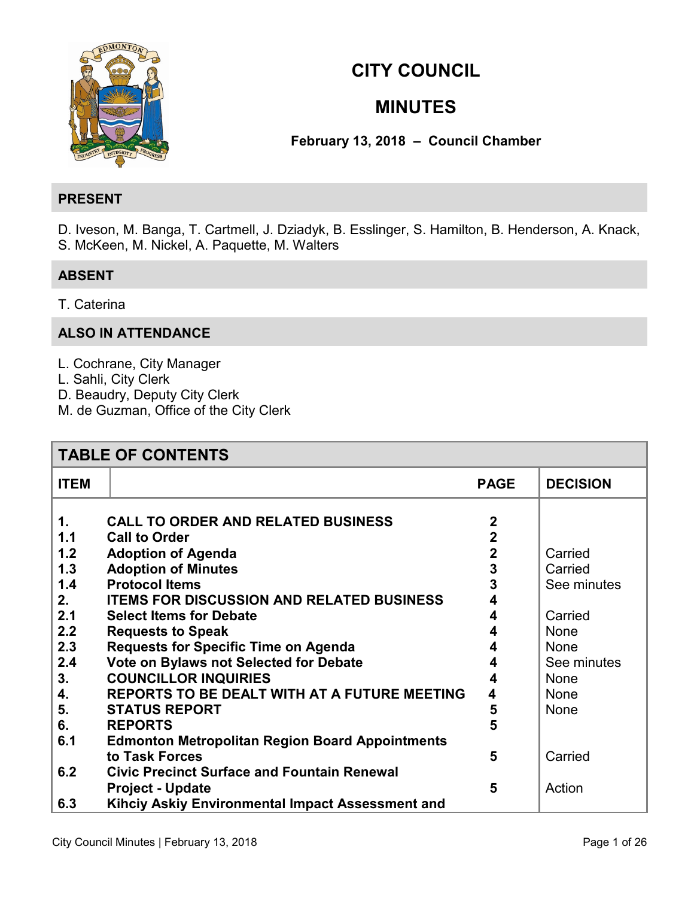# CITY COUNCIL

# MINUTES

**February 13, 2018 – Council Chamber**

## PRESENT

D. Iveson, M. Banga, T. Cartmell, J. Dziadyk, B. Esslinger, S. Hamilton, B. Henderson, A. Knack, S. McKeen, M. Nickel, A. Paquette, M. Walters

## ABSENT

T. Caterina

## ALSO IN ATTENDANCE

L. Cochrane, City Manager
L. Sahli, City Clerk
D. Beaudry, Deputy City Clerk
M. de Guzman, Office of the City Clerk

## TABLE OF CONTENTS

| ITEM | | PAGE | DECISION |
|---|---|---|---|
| 1. | **CALL TO ORDER AND RELATED BUSINESS** | 2 | |
| 1.1 | **Call to Order** | 2 | |
| 1.2 | **Adoption of Agenda** | 2 | Carried |
| 1.3 | **Adoption of Minutes** | 3 | Carried |
| 1.4 | **Protocol Items** | 3 | See minutes |
| 2. | **ITEMS FOR DISCUSSION AND RELATED BUSINESS** | 4 | |
| 2.1 | **Select Items for Debate** | 4 | Carried |
| 2.2 | **Requests to Speak** | 4 | None |
| 2.3 | **Requests for Specific Time on Agenda** | 4 | None |
| 2.4 | **Vote on Bylaws not Selected for Debate** | 4 | See minutes |
| 3. | **COUNCILLOR INQUIRIES** | 4 | None |
| 4. | **REPORTS TO BE DEALT WITH AT A FUTURE MEETING** | 4 | None |
| 5. | **STATUS REPORT** | 5 | None |
| 6. | **REPORTS** | 5 | |
| 6.1 | **Edmonton Metropolitan Region Board Appointments to Task Forces** | 5 | Carried |
| 6.2 | **Civic Precinct Surface and Fountain Renewal Project - Update** | 5 | Action |
| 6.3 | **Kihciy Askiy Environmental Impact Assessment and** | | |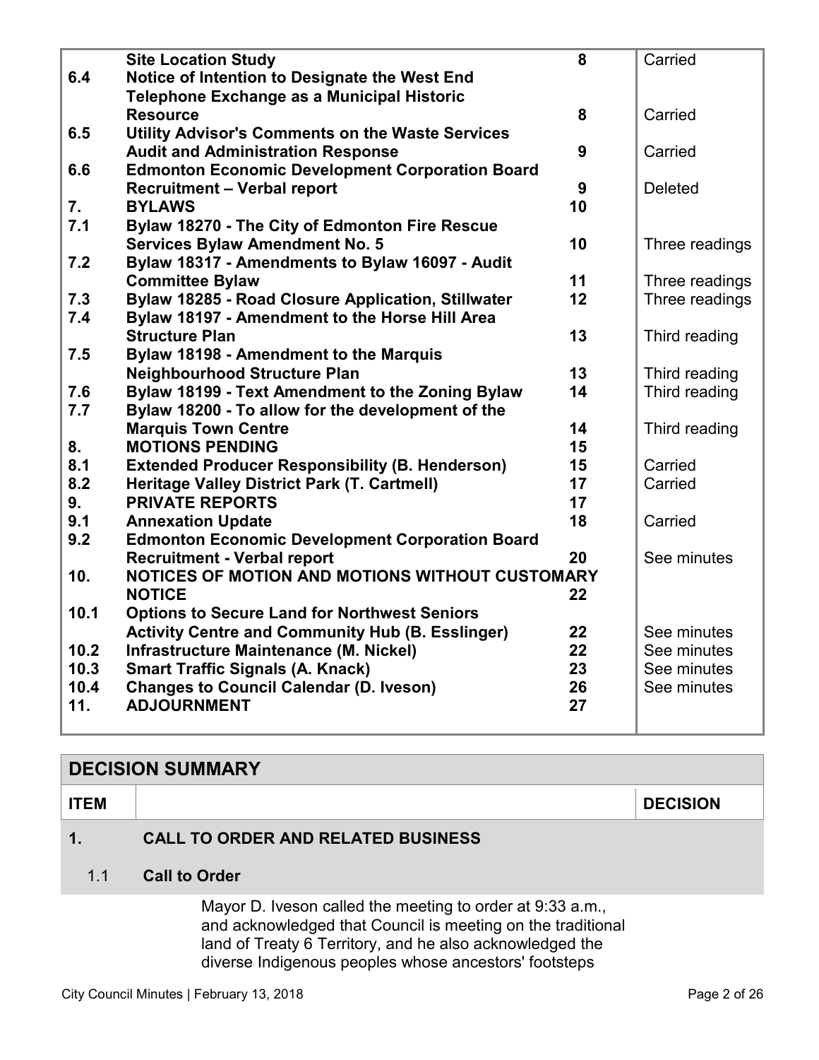| | | | |
|---|---|---|---|
| | **Site Location Study** | **8** | Carried |
| **6.4** | **Notice of Intention to Designate the West End Telephone Exchange as a Municipal Historic Resource** | **8** | Carried |
| **6.5** | **Utility Advisor's Comments on the Waste Services Audit and Administration Response** | **9** | Carried |
| **6.6** | **Edmonton Economic Development Corporation Board Recruitment – Verbal report** | **9** | Deleted |
| **7.** | **BYLAWS** | **10** | |
| **7.1** | **Bylaw 18270 - The City of Edmonton Fire Rescue Services Bylaw Amendment No. 5** | **10** | Three readings |
| **7.2** | **Bylaw 18317 - Amendments to Bylaw 16097 - Audit Committee Bylaw** | **11** | Three readings |
| **7.3** | **Bylaw 18285 - Road Closure Application, Stillwater** | **12** | Three readings |
| **7.4** | **Bylaw 18197 - Amendment to the Horse Hill Area Structure Plan** | **13** | Third reading |
| **7.5** | **Bylaw 18198 - Amendment to the Marquis Neighbourhood Structure Plan** | **13** | Third reading |
| **7.6** | **Bylaw 18199 - Text Amendment to the Zoning Bylaw** | **14** | Third reading |
| **7.7** | **Bylaw 18200 - To allow for the development of the Marquis Town Centre** | **14** | Third reading |
| **8.** | **MOTIONS PENDING** | **15** | |
| **8.1** | **Extended Producer Responsibility (B. Henderson)** | **15** | Carried |
| **8.2** | **Heritage Valley District Park (T. Cartmell)** | **17** | Carried |
| **9.** | **PRIVATE REPORTS** | **17** | |
| **9.1** | **Annexation Update** | **18** | Carried |
| **9.2** | **Edmonton Economic Development Corporation Board Recruitment - Verbal report** | **20** | See minutes |
| **10.** | **NOTICES OF MOTION AND MOTIONS WITHOUT CUSTOMARY NOTICE** | **22** | |
| **10.1** | **Options to Secure Land for Northwest Seniors Activity Centre and Community Hub (B. Esslinger)** | **22** | See minutes |
| **10.2** | **Infrastructure Maintenance (M. Nickel)** | **22** | See minutes |
| **10.3** | **Smart Traffic Signals (A. Knack)** | **23** | See minutes |
| **10.4** | **Changes to Council Calendar (D. Iveson)** | **26** | See minutes |
| **11.** | **ADJOURNMENT** | **27** | |

## DECISION SUMMARY

| **ITEM** | | **DECISION** |
|---|---|---|

### 1. CALL TO ORDER AND RELATED BUSINESS

#### 1.1 Call to Order

Mayor D. Iveson called the meeting to order at 9:33 a.m., and acknowledged that Council is meeting on the traditional land of Treaty 6 Territory, and he also acknowledged the diverse Indigenous peoples whose ancestors' footsteps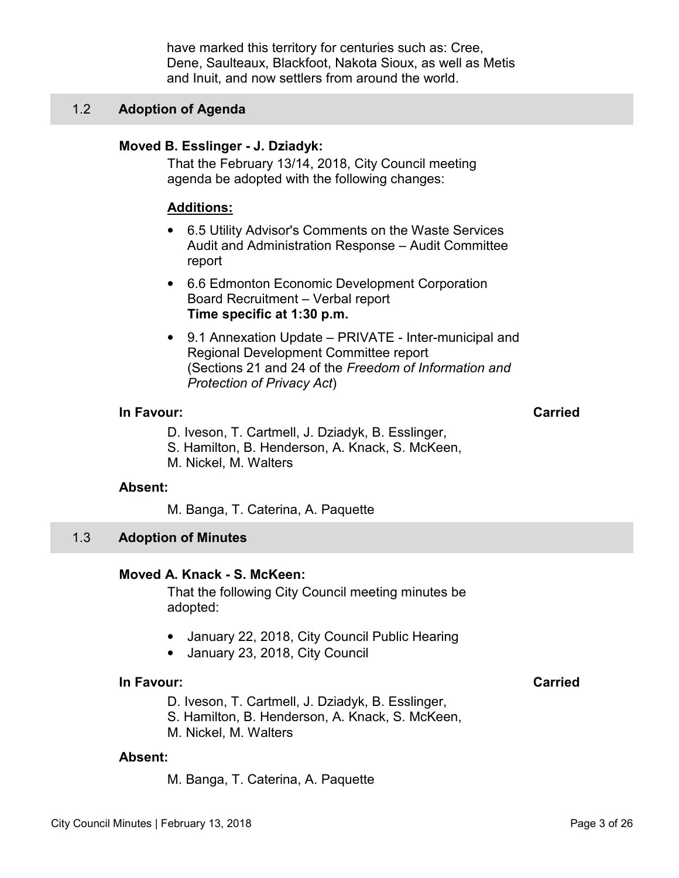have marked this territory for centuries such as: Cree, Dene, Saulteaux, Blackfoot, Nakota Sioux, as well as Metis and Inuit, and now settlers from around the world.

## 1.2 Adoption of Agenda

**Moved B. Esslinger - J. Dziadyk:**

That the February 13/14, 2018, City Council meeting agenda be adopted with the following changes:

**Additions:**

- 6.5 Utility Advisor's Comments on the Waste Services Audit and Administration Response – Audit Committee report
- 6.6 Edmonton Economic Development Corporation Board Recruitment – Verbal report
  **Time specific at 1:30 p.m.**
- 9.1 Annexation Update – PRIVATE - Inter-municipal and Regional Development Committee report (Sections 21 and 24 of the *Freedom of Information and Protection of Privacy Act*)

**In Favour:** **Carried**

D. Iveson, T. Cartmell, J. Dziadyk, B. Esslinger, S. Hamilton, B. Henderson, A. Knack, S. McKeen, M. Nickel, M. Walters

**Absent:**

M. Banga, T. Caterina, A. Paquette

## 1.3 Adoption of Minutes

**Moved A. Knack - S. McKeen:**

That the following City Council meeting minutes be adopted:

- January 22, 2018, City Council Public Hearing
- January 23, 2018, City Council

**In Favour:** **Carried**

D. Iveson, T. Cartmell, J. Dziadyk, B. Esslinger, S. Hamilton, B. Henderson, A. Knack, S. McKeen, M. Nickel, M. Walters

**Absent:**

M. Banga, T. Caterina, A. Paquette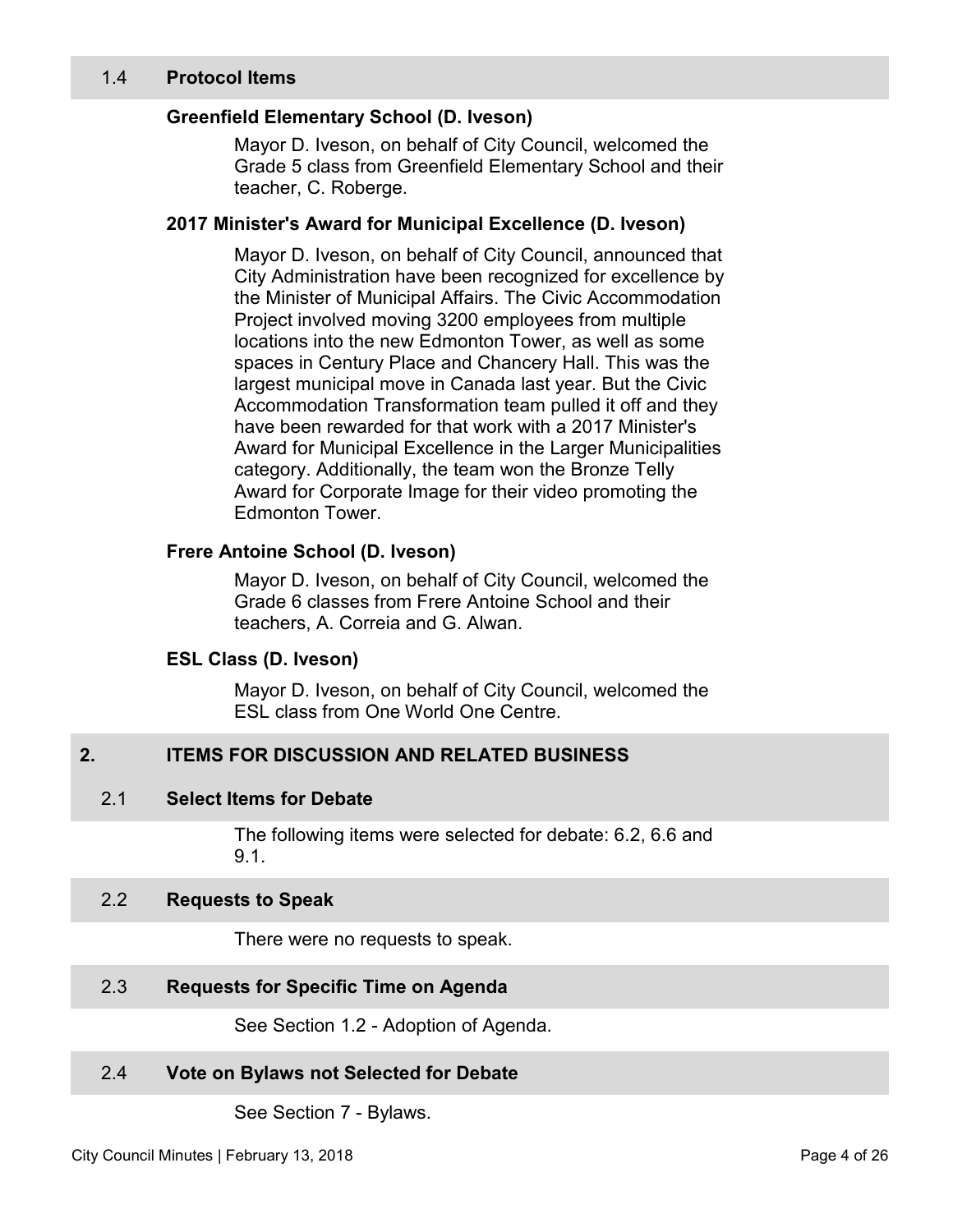### 1.4 Protocol Items

#### Greenfield Elementary School (D. Iveson)

Mayor D. Iveson, on behalf of City Council, welcomed the Grade 5 class from Greenfield Elementary School and their teacher, C. Roberge.

#### 2017 Minister's Award for Municipal Excellence (D. Iveson)

Mayor D. Iveson, on behalf of City Council, announced that City Administration have been recognized for excellence by the Minister of Municipal Affairs. The Civic Accommodation Project involved moving 3200 employees from multiple locations into the new Edmonton Tower, as well as some spaces in Century Place and Chancery Hall. This was the largest municipal move in Canada last year. But the Civic Accommodation Transformation team pulled it off and they have been rewarded for that work with a 2017 Minister's Award for Municipal Excellence in the Larger Municipalities category. Additionally, the team won the Bronze Telly Award for Corporate Image for their video promoting the Edmonton Tower.

#### Frere Antoine School (D. Iveson)

Mayor D. Iveson, on behalf of City Council, welcomed the Grade 6 classes from Frere Antoine School and their teachers, A. Correia and G. Alwan.

#### ESL Class (D. Iveson)

Mayor D. Iveson, on behalf of City Council, welcomed the ESL class from One World One Centre.

## 2. ITEMS FOR DISCUSSION AND RELATED BUSINESS

### 2.1 Select Items for Debate

The following items were selected for debate: 6.2, 6.6 and 9.1.

### 2.2 Requests to Speak

There were no requests to speak.

### 2.3 Requests for Specific Time on Agenda

See Section 1.2 - Adoption of Agenda.

### 2.4 Vote on Bylaws not Selected for Debate

See Section 7 - Bylaws.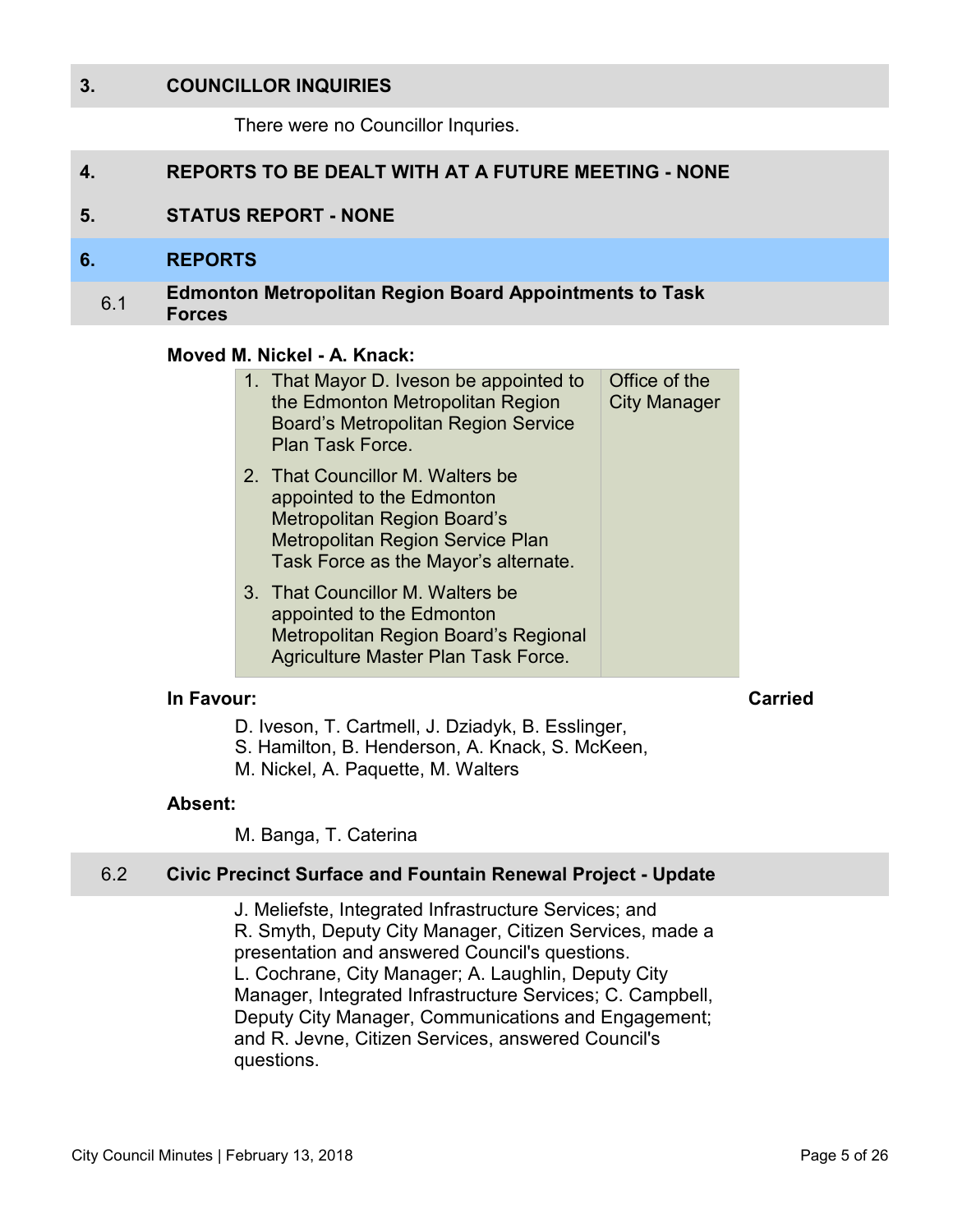## 3. COUNCILLOR INQUIRIES

There were no Councillor Inquries.

## 4. REPORTS TO BE DEALT WITH AT A FUTURE MEETING - NONE

## 5. STATUS REPORT - NONE

## 6. REPORTS

### 6.1 Edmonton Metropolitan Region Board Appointments to Task Forces

**Moved M. Nickel - A. Knack:**

| Motion | Responsibility |
|---|---|
| 1. That Mayor D. Iveson be appointed to the Edmonton Metropolitan Region Board's Metropolitan Region Service Plan Task Force.<br>2. That Councillor M. Walters be appointed to the Edmonton Metropolitan Region Board's Metropolitan Region Service Plan Task Force as the Mayor's alternate.<br>3. That Councillor M. Walters be appointed to the Edmonton Metropolitan Region Board's Regional Agriculture Master Plan Task Force. | Office of the City Manager |

**In Favour:** **Carried**

D. Iveson, T. Cartmell, J. Dziadyk, B. Esslinger, S. Hamilton, B. Henderson, A. Knack, S. McKeen, M. Nickel, A. Paquette, M. Walters

**Absent:**

M. Banga, T. Caterina

### 6.2 Civic Precinct Surface and Fountain Renewal Project - Update

J. Meliefste, Integrated Infrastructure Services; and R. Smyth, Deputy City Manager, Citizen Services, made a presentation and answered Council's questions. L. Cochrane, City Manager; A. Laughlin, Deputy City Manager, Integrated Infrastructure Services; C. Campbell, Deputy City Manager, Communications and Engagement; and R. Jevne, Citizen Services, answered Council's questions.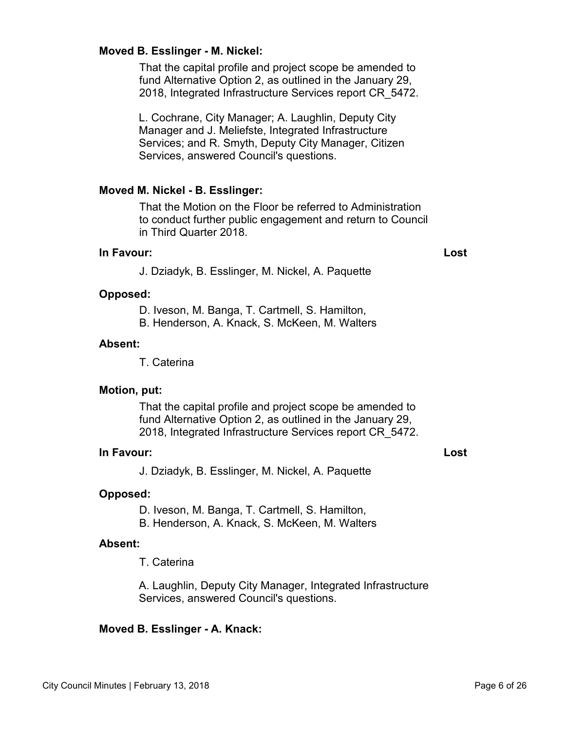**Moved B. Esslinger - M. Nickel:**

That the capital profile and project scope be amended to fund Alternative Option 2, as outlined in the January 29, 2018, Integrated Infrastructure Services report CR_5472.

L. Cochrane, City Manager; A. Laughlin, Deputy City Manager and J. Meliefste, Integrated Infrastructure Services; and R. Smyth, Deputy City Manager, Citizen Services, answered Council's questions.

**Moved M. Nickel - B. Esslinger:**

That the Motion on the Floor be referred to Administration to conduct further public engagement and return to Council in Third Quarter 2018.

**In Favour:** **Lost**

J. Dziadyk, B. Esslinger, M. Nickel, A. Paquette

**Opposed:**

D. Iveson, M. Banga, T. Cartmell, S. Hamilton, B. Henderson, A. Knack, S. McKeen, M. Walters

**Absent:**

T. Caterina

**Motion, put:**

That the capital profile and project scope be amended to fund Alternative Option 2, as outlined in the January 29, 2018, Integrated Infrastructure Services report CR_5472.

**In Favour:** **Lost**

J. Dziadyk, B. Esslinger, M. Nickel, A. Paquette

**Opposed:**

D. Iveson, M. Banga, T. Cartmell, S. Hamilton, B. Henderson, A. Knack, S. McKeen, M. Walters

**Absent:**

T. Caterina

A. Laughlin, Deputy City Manager, Integrated Infrastructure Services, answered Council's questions.

**Moved B. Esslinger - A. Knack:**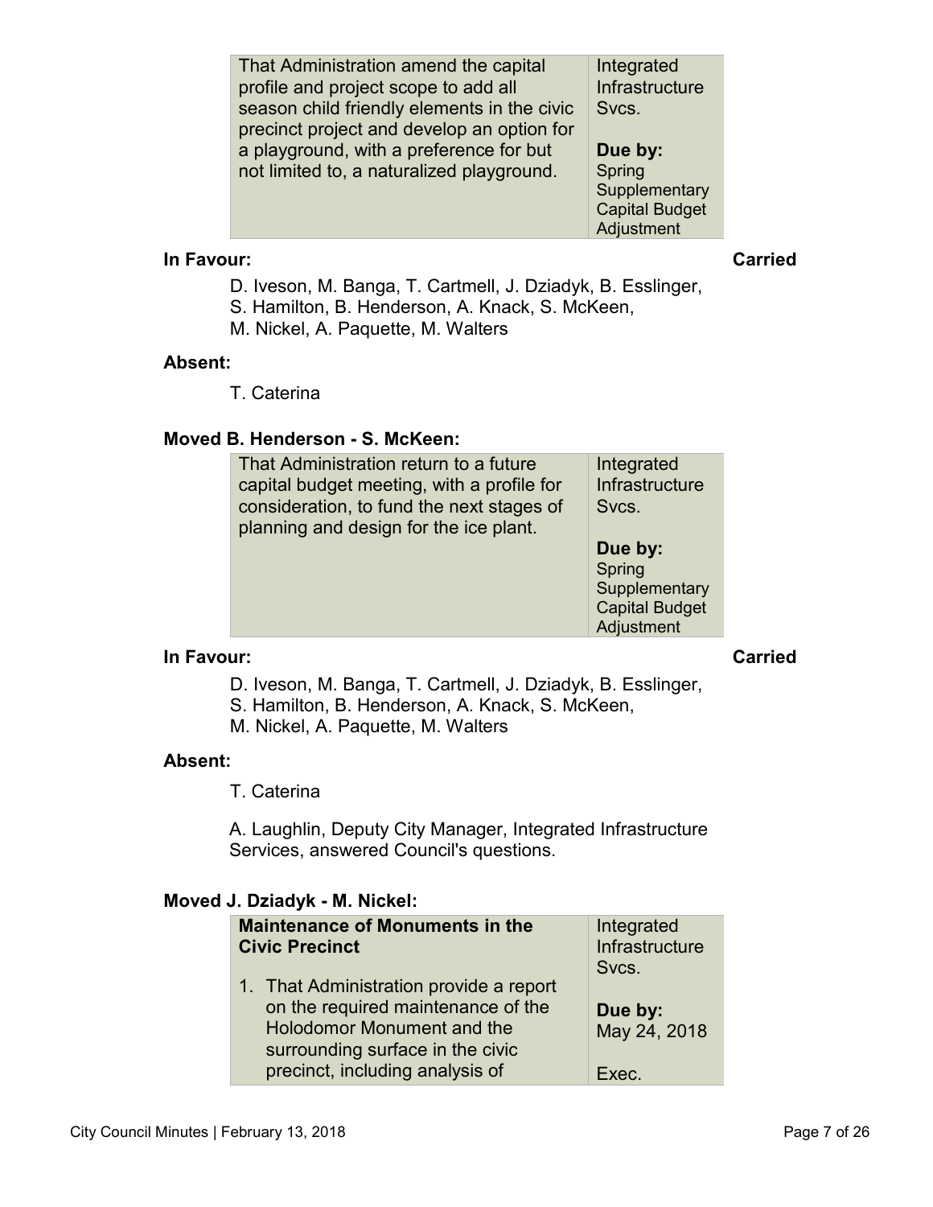| That Administration amend the capital profile and project scope to add all season child friendly elements in the civic precinct project and develop an option for a playground, with a preference for but not limited to, a naturalized playground. | Integrated Infrastructure Svcs.<br><br>**Due by:**<br>Spring Supplementary Capital Budget Adjustment |
|---|---|

**In Favour:** **Carried**

D. Iveson, M. Banga, T. Cartmell, J. Dziadyk, B. Esslinger, S. Hamilton, B. Henderson, A. Knack, S. McKeen, M. Nickel, A. Paquette, M. Walters

**Absent:**

T. Caterina

**Moved B. Henderson - S. McKeen:**

| That Administration return to a future capital budget meeting, with a profile for consideration, to fund the next stages of planning and design for the ice plant. | Integrated Infrastructure Svcs.<br><br>**Due by:**<br>Spring Supplementary Capital Budget Adjustment |
|---|---|

**In Favour:** **Carried**

D. Iveson, M. Banga, T. Cartmell, J. Dziadyk, B. Esslinger, S. Hamilton, B. Henderson, A. Knack, S. McKeen, M. Nickel, A. Paquette, M. Walters

**Absent:**

T. Caterina

A. Laughlin, Deputy City Manager, Integrated Infrastructure Services, answered Council's questions.

**Moved J. Dziadyk - M. Nickel:**

| **Maintenance of Monuments in the Civic Precinct**<br><br>1. That Administration provide a report on the required maintenance of the Holodomor Monument and the surrounding surface in the civic precinct, including analysis of | Integrated Infrastructure Svcs.<br><br>**Due by:**<br>May 24, 2018<br><br>Exec. |
|---|---|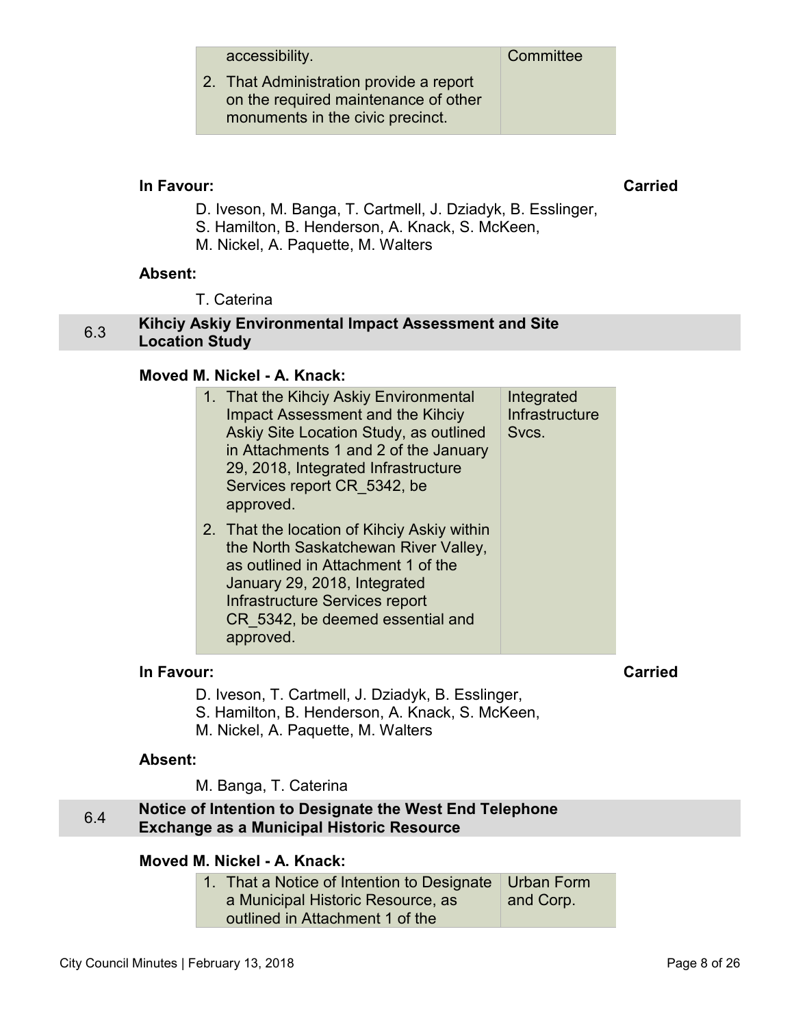| | |
|---|---|
| accessibility.<br>2. That Administration provide a report on the required maintenance of other monuments in the civic precinct. | Committee |

**In Favour:** **Carried**

D. Iveson, M. Banga, T. Cartmell, J. Dziadyk, B. Esslinger, S. Hamilton, B. Henderson, A. Knack, S. McKeen, M. Nickel, A. Paquette, M. Walters

**Absent:**

T. Caterina

## 6.3 Kihciy Askiy Environmental Impact Assessment and Site Location Study

**Moved M. Nickel - A. Knack:**

| | |
|---|---|
| 1. That the Kihciy Askiy Environmental Impact Assessment and the Kihciy Askiy Site Location Study, as outlined in Attachments 1 and 2 of the January 29, 2018, Integrated Infrastructure Services report CR_5342, be approved.<br>2. That the location of Kihciy Askiy within the North Saskatchewan River Valley, as outlined in Attachment 1 of the January 29, 2018, Integrated Infrastructure Services report CR_5342, be deemed essential and approved. | Integrated Infrastructure Svcs. |

**In Favour:** **Carried**

D. Iveson, T. Cartmell, J. Dziadyk, B. Esslinger, S. Hamilton, B. Henderson, A. Knack, S. McKeen, M. Nickel, A. Paquette, M. Walters

**Absent:**

M. Banga, T. Caterina

## 6.4 Notice of Intention to Designate the West End Telephone Exchange as a Municipal Historic Resource

**Moved M. Nickel - A. Knack:**

| | |
|---|---|
| 1. That a Notice of Intention to Designate a Municipal Historic Resource, as outlined in Attachment 1 of the | Urban Form and Corp. |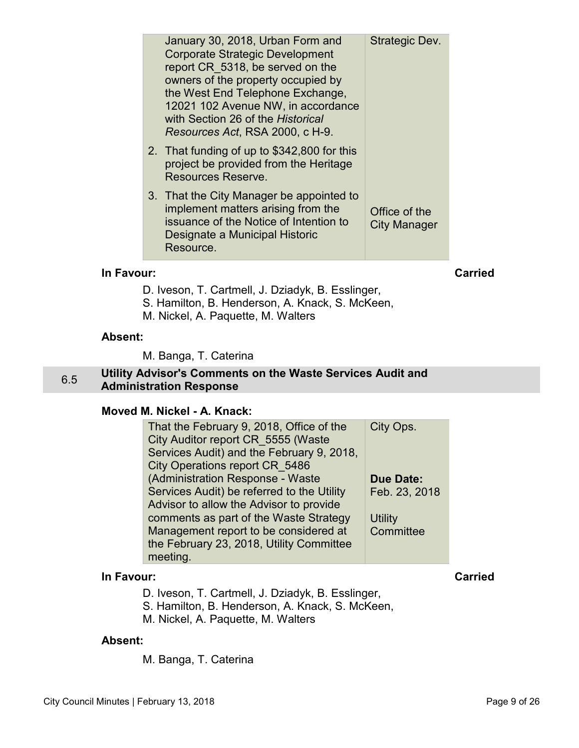| | |
|---|---|
| January 30, 2018, Urban Form and Corporate Strategic Development report CR_5318, be served on the owners of the property occupied by the West End Telephone Exchange, 12021 102 Avenue NW, in accordance with Section 26 of the *Historical Resources Act*, RSA 2000, c H-9. | Strategic Dev. |
| 2. That funding of up to $342,800 for this project be provided from the Heritage Resources Reserve. | |
| 3. That the City Manager be appointed to implement matters arising from the issuance of the Notice of Intention to Designate a Municipal Historic Resource. | Office of the City Manager |

**In Favour:** **Carried**

D. Iveson, T. Cartmell, J. Dziadyk, B. Esslinger, S. Hamilton, B. Henderson, A. Knack, S. McKeen, M. Nickel, A. Paquette, M. Walters

**Absent:**

M. Banga, T. Caterina

## 6.5 Utility Advisor's Comments on the Waste Services Audit and Administration Response

**Moved M. Nickel - A. Knack:**

| | |
|---|---|
| That the February 9, 2018, Office of the City Auditor report CR_5555 (Waste Services Audit) and the February 9, 2018, City Operations report CR_5486 (Administration Response - Waste Services Audit) be referred to the Utility Advisor to allow the Advisor to provide comments as part of the Waste Strategy Management report to be considered at the February 23, 2018, Utility Committee meeting. | City Ops.<br><br>**Due Date:** Feb. 23, 2018<br><br>Utility Committee |

**In Favour:** **Carried**

D. Iveson, T. Cartmell, J. Dziadyk, B. Esslinger, S. Hamilton, B. Henderson, A. Knack, S. McKeen, M. Nickel, A. Paquette, M. Walters

**Absent:**

M. Banga, T. Caterina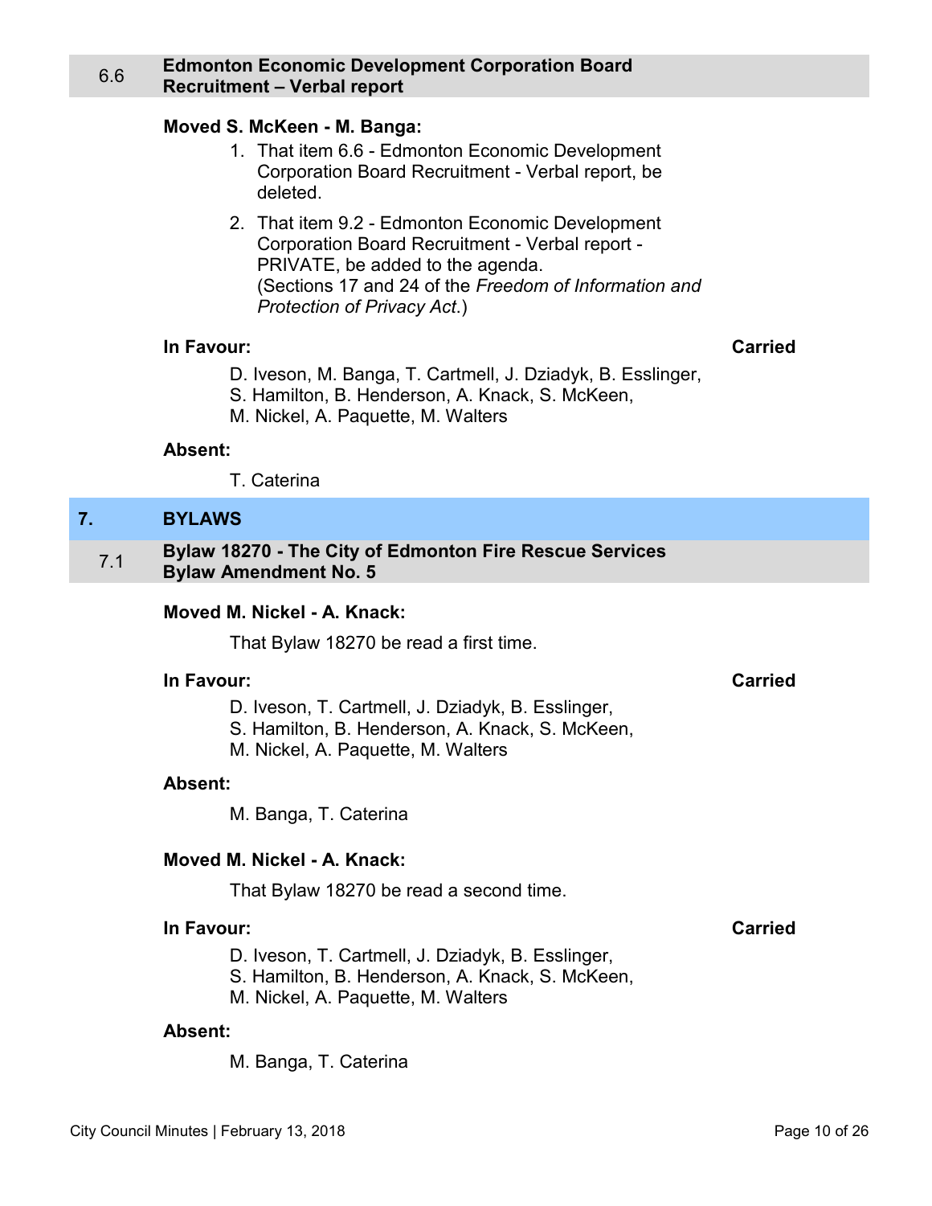### 6.6 Edmonton Economic Development Corporation Board Recruitment – Verbal report

**Moved S. McKeen - M. Banga:**

1. That item 6.6 - Edmonton Economic Development Corporation Board Recruitment - Verbal report, be deleted.
2. That item 9.2 - Edmonton Economic Development Corporation Board Recruitment - Verbal report - PRIVATE, be added to the agenda.
   (Sections 17 and 24 of the *Freedom of Information and Protection of Privacy Act*.)

**In Favour:** **Carried**

D. Iveson, M. Banga, T. Cartmell, J. Dziadyk, B. Esslinger, S. Hamilton, B. Henderson, A. Knack, S. McKeen, M. Nickel, A. Paquette, M. Walters

**Absent:**

T. Caterina

## 7. BYLAWS

### 7.1 Bylaw 18270 - The City of Edmonton Fire Rescue Services Bylaw Amendment No. 5

**Moved M. Nickel - A. Knack:**

That Bylaw 18270 be read a first time.

**In Favour:** **Carried**

D. Iveson, T. Cartmell, J. Dziadyk, B. Esslinger, S. Hamilton, B. Henderson, A. Knack, S. McKeen, M. Nickel, A. Paquette, M. Walters

**Absent:**

M. Banga, T. Caterina

**Moved M. Nickel - A. Knack:**

That Bylaw 18270 be read a second time.

**In Favour:** **Carried**

D. Iveson, T. Cartmell, J. Dziadyk, B. Esslinger, S. Hamilton, B. Henderson, A. Knack, S. McKeen, M. Nickel, A. Paquette, M. Walters

**Absent:**

M. Banga, T. Caterina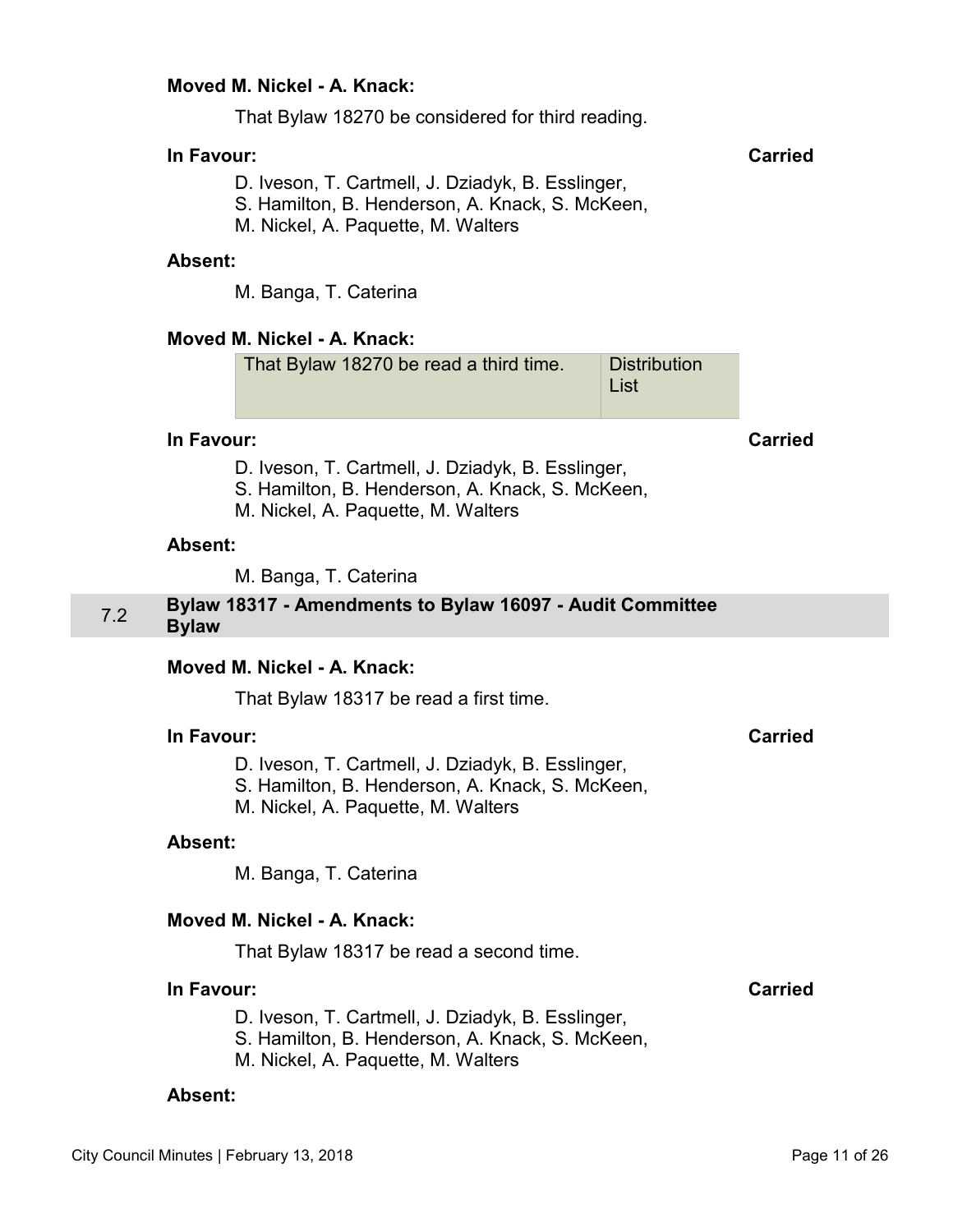**Moved M. Nickel - A. Knack:**

That Bylaw 18270 be considered for third reading.

**In Favour:** **Carried**

D. Iveson, T. Cartmell, J. Dziadyk, B. Esslinger, S. Hamilton, B. Henderson, A. Knack, S. McKeen, M. Nickel, A. Paquette, M. Walters

**Absent:**

M. Banga, T. Caterina

**Moved M. Nickel - A. Knack:**

| That Bylaw 18270 be read a third time. | Distribution List |
|---|---|

**In Favour:** **Carried**

D. Iveson, T. Cartmell, J. Dziadyk, B. Esslinger, S. Hamilton, B. Henderson, A. Knack, S. McKeen, M. Nickel, A. Paquette, M. Walters

**Absent:**

M. Banga, T. Caterina

## 7.2 Bylaw 18317 - Amendments to Bylaw 16097 - Audit Committee Bylaw

**Moved M. Nickel - A. Knack:**

That Bylaw 18317 be read a first time.

**In Favour:** **Carried**

D. Iveson, T. Cartmell, J. Dziadyk, B. Esslinger, S. Hamilton, B. Henderson, A. Knack, S. McKeen, M. Nickel, A. Paquette, M. Walters

**Absent:**

M. Banga, T. Caterina

**Moved M. Nickel - A. Knack:**

That Bylaw 18317 be read a second time.

**In Favour:** **Carried**

D. Iveson, T. Cartmell, J. Dziadyk, B. Esslinger, S. Hamilton, B. Henderson, A. Knack, S. McKeen, M. Nickel, A. Paquette, M. Walters

**Absent:**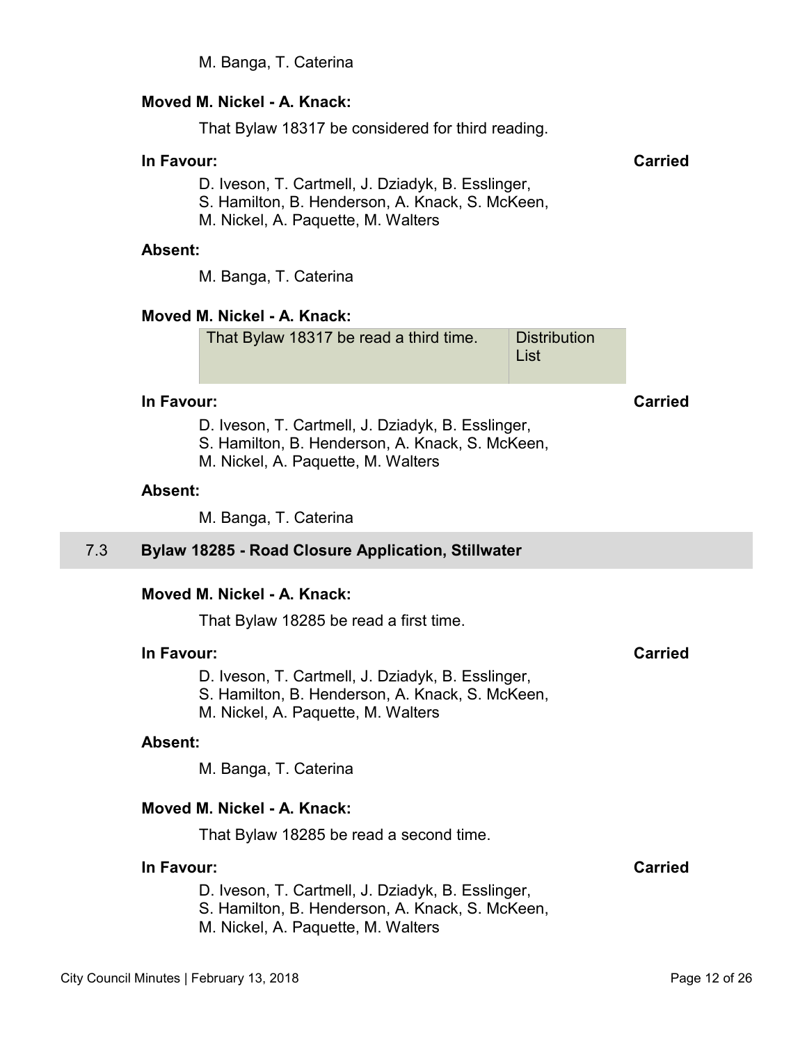M. Banga, T. Caterina

**Moved M. Nickel - A. Knack:**

That Bylaw 18317 be considered for third reading.

**In Favour:** **Carried**

D. Iveson, T. Cartmell, J. Dziadyk, B. Esslinger,
S. Hamilton, B. Henderson, A. Knack, S. McKeen,
M. Nickel, A. Paquette, M. Walters

**Absent:**

M. Banga, T. Caterina

**Moved M. Nickel - A. Knack:**

| That Bylaw 18317 be read a third time. | Distribution List |
|---|---|

**In Favour:** **Carried**

D. Iveson, T. Cartmell, J. Dziadyk, B. Esslinger,
S. Hamilton, B. Henderson, A. Knack, S. McKeen,
M. Nickel, A. Paquette, M. Walters

**Absent:**

M. Banga, T. Caterina

## 7.3 Bylaw 18285 - Road Closure Application, Stillwater

**Moved M. Nickel - A. Knack:**

That Bylaw 18285 be read a first time.

**In Favour:** **Carried**

D. Iveson, T. Cartmell, J. Dziadyk, B. Esslinger,
S. Hamilton, B. Henderson, A. Knack, S. McKeen,
M. Nickel, A. Paquette, M. Walters

**Absent:**

M. Banga, T. Caterina

**Moved M. Nickel - A. Knack:**

That Bylaw 18285 be read a second time.

**In Favour:** **Carried**

D. Iveson, T. Cartmell, J. Dziadyk, B. Esslinger,
S. Hamilton, B. Henderson, A. Knack, S. McKeen,
M. Nickel, A. Paquette, M. Walters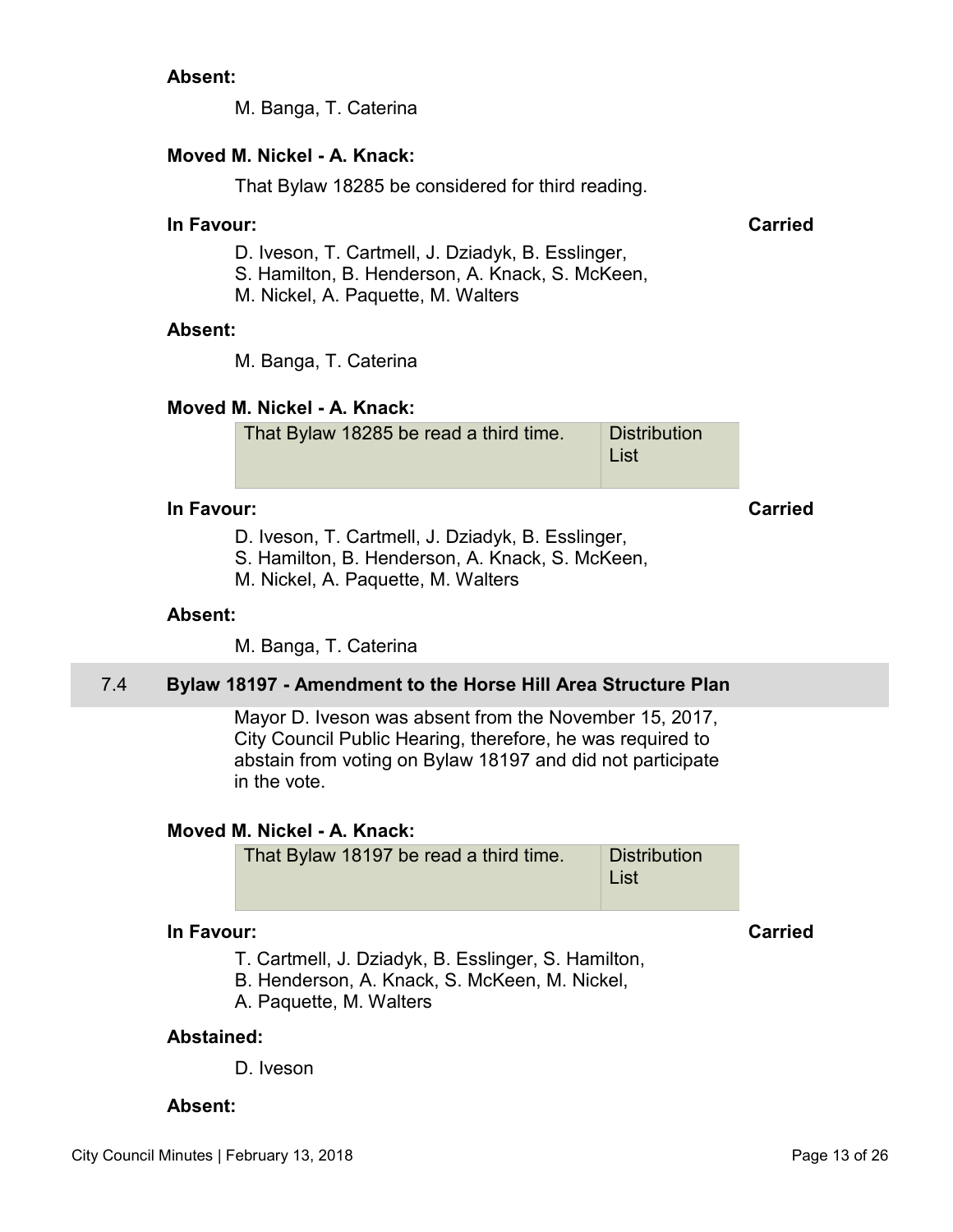**Absent:**

M. Banga, T. Caterina

**Moved M. Nickel - A. Knack:**

That Bylaw 18285 be considered for third reading.

**In Favour:** **Carried**

D. Iveson, T. Cartmell, J. Dziadyk, B. Esslinger, S. Hamilton, B. Henderson, A. Knack, S. McKeen, M. Nickel, A. Paquette, M. Walters

**Absent:**

M. Banga, T. Caterina

**Moved M. Nickel - A. Knack:**

| That Bylaw 18285 be read a third time. | Distribution List |
|---|---|

**In Favour:** **Carried**

D. Iveson, T. Cartmell, J. Dziadyk, B. Esslinger, S. Hamilton, B. Henderson, A. Knack, S. McKeen, M. Nickel, A. Paquette, M. Walters

**Absent:**

M. Banga, T. Caterina

## 7.4 Bylaw 18197 - Amendment to the Horse Hill Area Structure Plan

Mayor D. Iveson was absent from the November 15, 2017, City Council Public Hearing, therefore, he was required to abstain from voting on Bylaw 18197 and did not participate in the vote.

**Moved M. Nickel - A. Knack:**

| That Bylaw 18197 be read a third time. | Distribution List |
|---|---|

**In Favour:** **Carried**

T. Cartmell, J. Dziadyk, B. Esslinger, S. Hamilton, B. Henderson, A. Knack, S. McKeen, M. Nickel, A. Paquette, M. Walters

**Abstained:**

D. Iveson

**Absent:**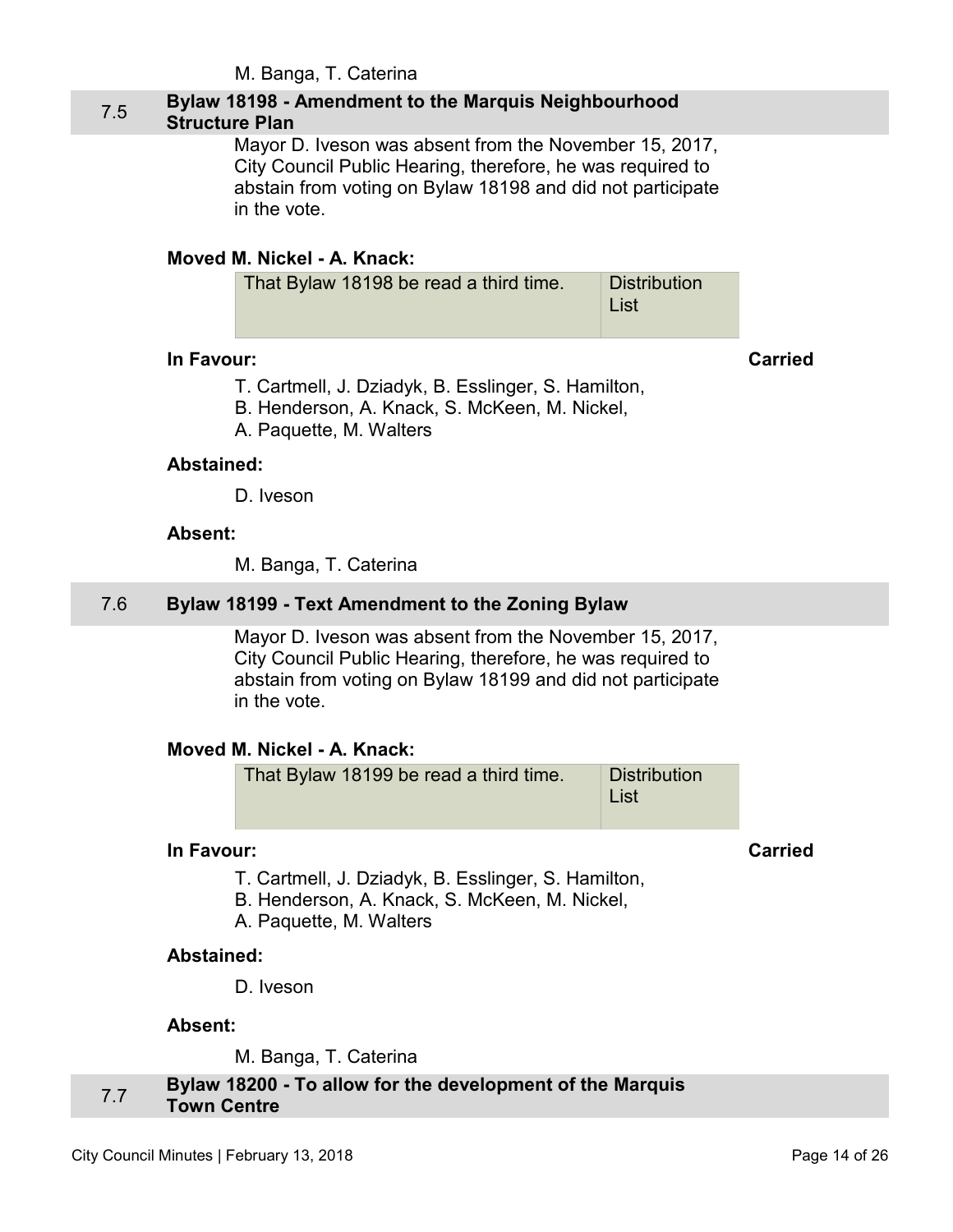M. Banga, T. Caterina

## 7.5 Bylaw 18198 - Amendment to the Marquis Neighbourhood Structure Plan

Mayor D. Iveson was absent from the November 15, 2017, City Council Public Hearing, therefore, he was required to abstain from voting on Bylaw 18198 and did not participate in the vote.

**Moved M. Nickel - A. Knack:**

| That Bylaw 18198 be read a third time. | Distribution List |
|---|---|

**In Favour:** **Carried**

T. Cartmell, J. Dziadyk, B. Esslinger, S. Hamilton, B. Henderson, A. Knack, S. McKeen, M. Nickel, A. Paquette, M. Walters

**Abstained:**

D. Iveson

**Absent:**

M. Banga, T. Caterina

## 7.6 Bylaw 18199 - Text Amendment to the Zoning Bylaw

Mayor D. Iveson was absent from the November 15, 2017, City Council Public Hearing, therefore, he was required to abstain from voting on Bylaw 18199 and did not participate in the vote.

**Moved M. Nickel - A. Knack:**

| That Bylaw 18199 be read a third time. | Distribution List |
|---|---|

**In Favour:** **Carried**

T. Cartmell, J. Dziadyk, B. Esslinger, S. Hamilton, B. Henderson, A. Knack, S. McKeen, M. Nickel, A. Paquette, M. Walters

**Abstained:**

D. Iveson

**Absent:**

M. Banga, T. Caterina

## 7.7 Bylaw 18200 - To allow for the development of the Marquis Town Centre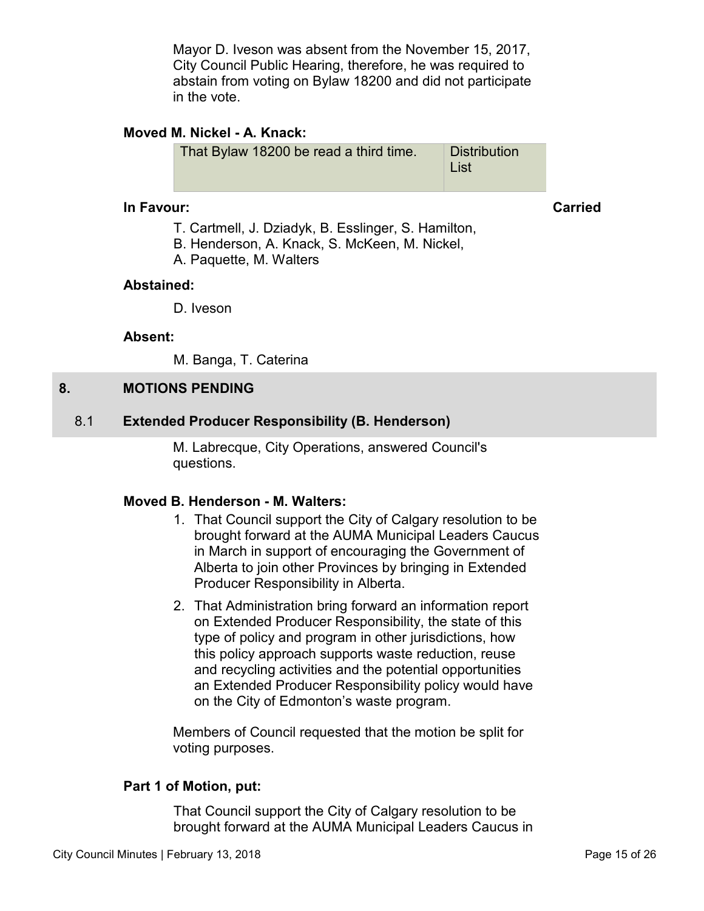Mayor D. Iveson was absent from the November 15, 2017, City Council Public Hearing, therefore, he was required to abstain from voting on Bylaw 18200 and did not participate in the vote.

**Moved M. Nickel - A. Knack:**

| That Bylaw 18200 be read a third time. | Distribution List |
|---|---|

**In Favour:** **Carried**

T. Cartmell, J. Dziadyk, B. Esslinger, S. Hamilton, B. Henderson, A. Knack, S. McKeen, M. Nickel, A. Paquette, M. Walters

**Abstained:**

D. Iveson

**Absent:**

M. Banga, T. Caterina

## 8. MOTIONS PENDING

### 8.1 Extended Producer Responsibility (B. Henderson)

M. Labrecque, City Operations, answered Council's questions.

**Moved B. Henderson - M. Walters:**

1. That Council support the City of Calgary resolution to be brought forward at the AUMA Municipal Leaders Caucus in March in support of encouraging the Government of Alberta to join other Provinces by bringing in Extended Producer Responsibility in Alberta.
2. That Administration bring forward an information report on Extended Producer Responsibility, the state of this type of policy and program in other jurisdictions, how this policy approach supports waste reduction, reuse and recycling activities and the potential opportunities an Extended Producer Responsibility policy would have on the City of Edmonton's waste program.

Members of Council requested that the motion be split for voting purposes.

**Part 1 of Motion, put:**

That Council support the City of Calgary resolution to be brought forward at the AUMA Municipal Leaders Caucus in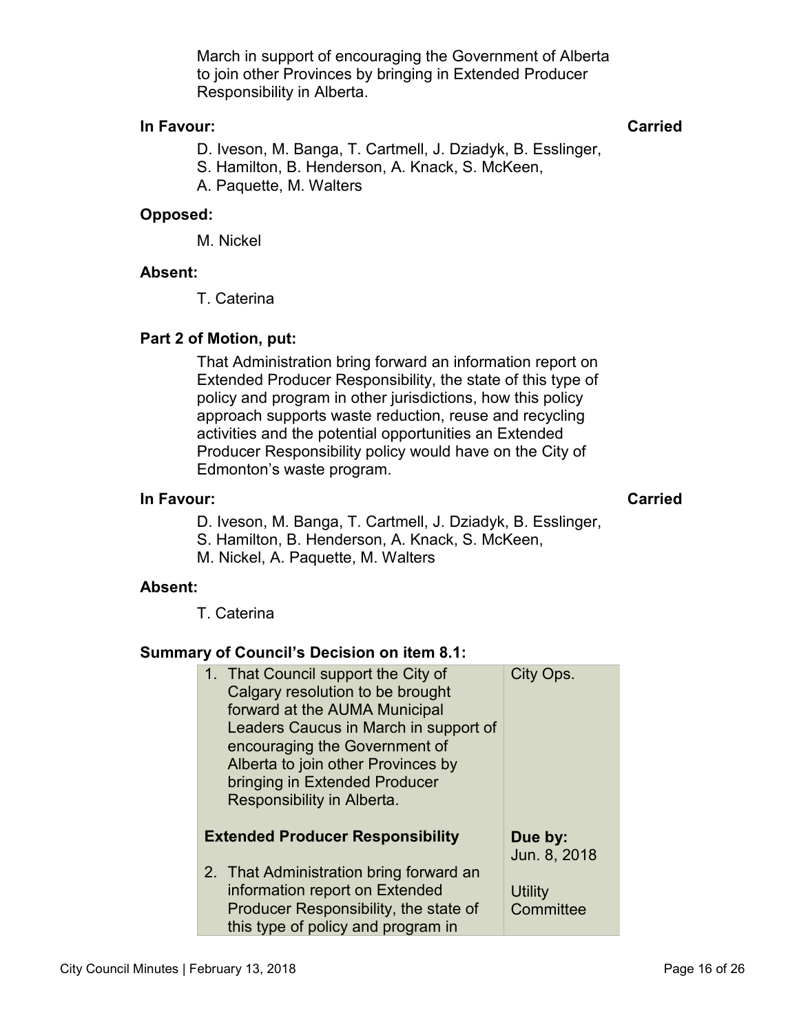March in support of encouraging the Government of Alberta to join other Provinces by bringing in Extended Producer Responsibility in Alberta.

**In Favour:** **Carried**

D. Iveson, M. Banga, T. Cartmell, J. Dziadyk, B. Esslinger, S. Hamilton, B. Henderson, A. Knack, S. McKeen, A. Paquette, M. Walters

**Opposed:**

M. Nickel

**Absent:**

T. Caterina

**Part 2 of Motion, put:**

That Administration bring forward an information report on Extended Producer Responsibility, the state of this type of policy and program in other jurisdictions, how this policy approach supports waste reduction, reuse and recycling activities and the potential opportunities an Extended Producer Responsibility policy would have on the City of Edmonton's waste program.

**In Favour:** **Carried**

D. Iveson, M. Banga, T. Cartmell, J. Dziadyk, B. Esslinger, S. Hamilton, B. Henderson, A. Knack, S. McKeen, M. Nickel, A. Paquette, M. Walters

**Absent:**

T. Caterina

**Summary of Council's Decision on item 8.1:**

| | |
|---|---|
| 1. That Council support the City of Calgary resolution to be brought forward at the AUMA Municipal Leaders Caucus in March in support of encouraging the Government of Alberta to join other Provinces by bringing in Extended Producer Responsibility in Alberta. | City Ops. |
| **Extended Producer Responsibility**<br>2. That Administration bring forward an information report on Extended Producer Responsibility, the state of this type of policy and program in | **Due by:** Jun. 8, 2018<br>Utility Committee |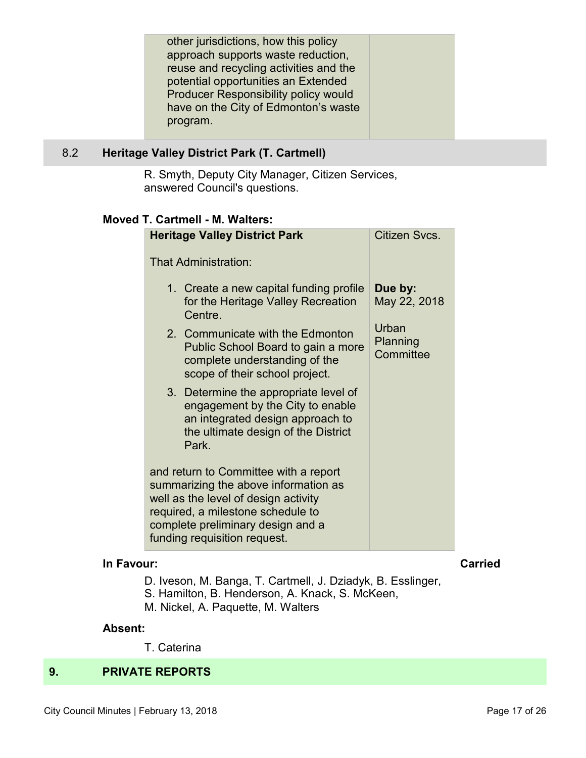| other jurisdictions, how this policy approach supports waste reduction, reuse and recycling activities and the potential opportunities an Extended Producer Responsibility policy would have on the City of Edmonton's waste program. | |
|---|---|

## 8.2 Heritage Valley District Park (T. Cartmell)

R. Smyth, Deputy City Manager, Citizen Services, answered Council's questions.

**Moved T. Cartmell - M. Walters:**

| **Heritage Valley District Park**<br><br>That Administration:<br><br>1. Create a new capital funding profile for the Heritage Valley Recreation Centre.<br>2. Communicate with the Edmonton Public School Board to gain a more complete understanding of the scope of their school project.<br>3. Determine the appropriate level of engagement by the City to enable an integrated design approach to the ultimate design of the District Park.<br><br>and return to Committee with a report summarizing the above information as well as the level of design activity required, a milestone schedule to complete preliminary design and a funding requisition request. | Citizen Svcs.<br><br>**Due by:** May 22, 2018<br><br>Urban Planning Committee |
|---|---|

**In Favour:** **Carried**

D. Iveson, M. Banga, T. Cartmell, J. Dziadyk, B. Esslinger, S. Hamilton, B. Henderson, A. Knack, S. McKeen, M. Nickel, A. Paquette, M. Walters

**Absent:**

T. Caterina

# 9. PRIVATE REPORTS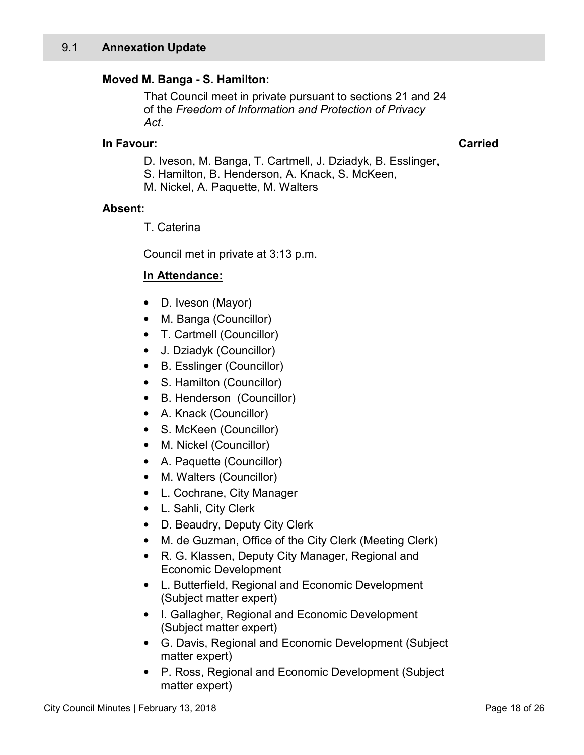## 9.1 Annexation Update

**Moved M. Banga - S. Hamilton:**

That Council meet in private pursuant to sections 21 and 24 of the *Freedom of Information and Protection of Privacy Act*.

**In Favour:** **Carried**

D. Iveson, M. Banga, T. Cartmell, J. Dziadyk, B. Esslinger, S. Hamilton, B. Henderson, A. Knack, S. McKeen, M. Nickel, A. Paquette, M. Walters

**Absent:**

T. Caterina

Council met in private at 3:13 p.m.

**In Attendance:**

- D. Iveson (Mayor)
- M. Banga (Councillor)
- T. Cartmell (Councillor)
- J. Dziadyk (Councillor)
- B. Esslinger (Councillor)
- S. Hamilton (Councillor)
- B. Henderson (Councillor)
- A. Knack (Councillor)
- S. McKeen (Councillor)
- M. Nickel (Councillor)
- A. Paquette (Councillor)
- M. Walters (Councillor)
- L. Cochrane, City Manager
- L. Sahli, City Clerk
- D. Beaudry, Deputy City Clerk
- M. de Guzman, Office of the City Clerk (Meeting Clerk)
- R. G. Klassen, Deputy City Manager, Regional and Economic Development
- L. Butterfield, Regional and Economic Development (Subject matter expert)
- I. Gallagher, Regional and Economic Development (Subject matter expert)
- G. Davis, Regional and Economic Development (Subject matter expert)
- P. Ross, Regional and Economic Development (Subject matter expert)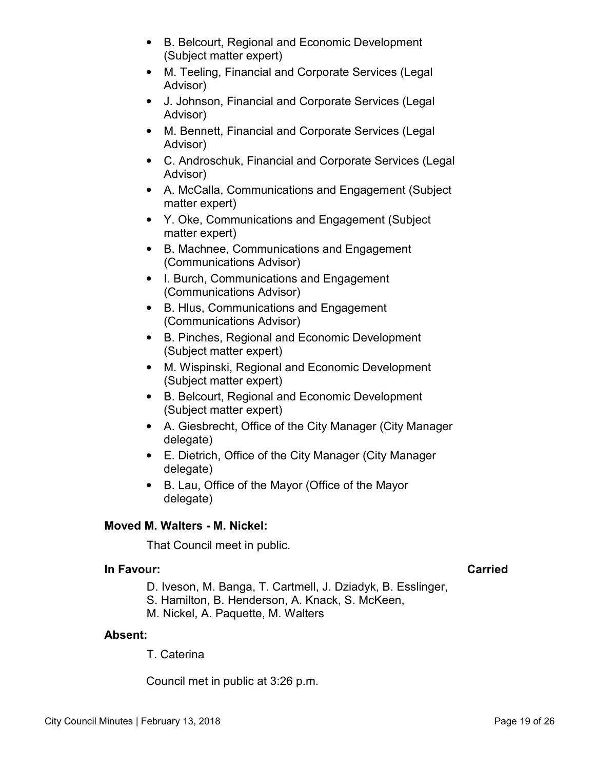- B. Belcourt, Regional and Economic Development (Subject matter expert)
- M. Teeling, Financial and Corporate Services (Legal Advisor)
- J. Johnson, Financial and Corporate Services (Legal Advisor)
- M. Bennett, Financial and Corporate Services (Legal Advisor)
- C. Androschuk, Financial and Corporate Services (Legal Advisor)
- A. McCalla, Communications and Engagement (Subject matter expert)
- Y. Oke, Communications and Engagement (Subject matter expert)
- B. Machnee, Communications and Engagement (Communications Advisor)
- I. Burch, Communications and Engagement (Communications Advisor)
- B. Hlus, Communications and Engagement (Communications Advisor)
- B. Pinches, Regional and Economic Development (Subject matter expert)
- M. Wispinski, Regional and Economic Development (Subject matter expert)
- B. Belcourt, Regional and Economic Development (Subject matter expert)
- A. Giesbrecht, Office of the City Manager (City Manager delegate)
- E. Dietrich, Office of the City Manager (City Manager delegate)
- B. Lau, Office of the Mayor (Office of the Mayor delegate)

**Moved M. Walters - M. Nickel:**

That Council meet in public.

**In Favour:** **Carried**

D. Iveson, M. Banga, T. Cartmell, J. Dziadyk, B. Esslinger, S. Hamilton, B. Henderson, A. Knack, S. McKeen, M. Nickel, A. Paquette, M. Walters

**Absent:**

T. Caterina

Council met in public at 3:26 p.m.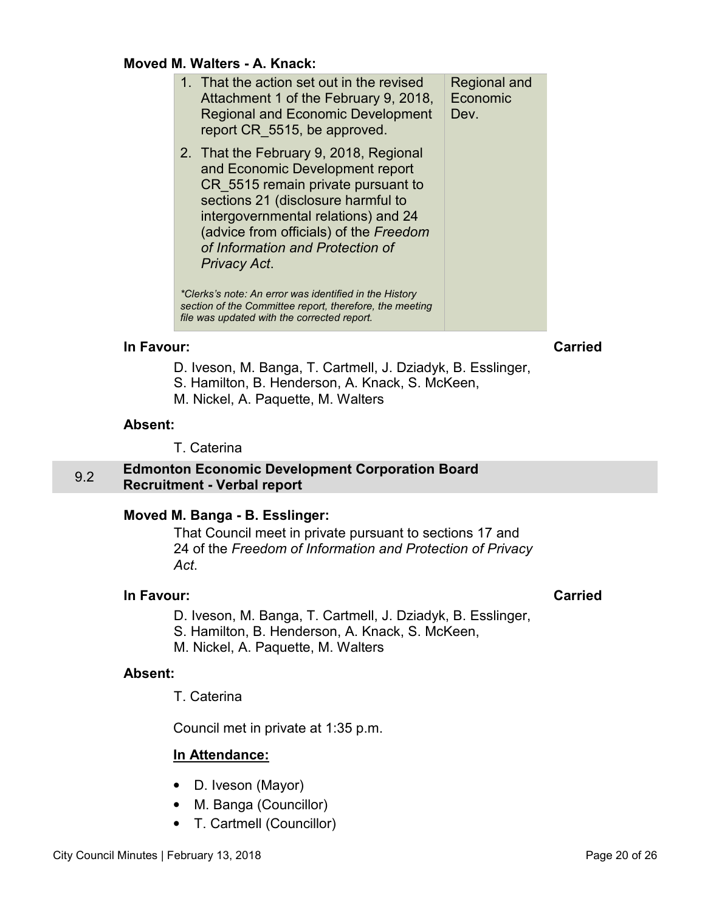**Moved M. Walters - A. Knack:**

| | |
|---|---|
| 1. That the action set out in the revised Attachment 1 of the February 9, 2018, Regional and Economic Development report CR_5515, be approved.<br><br>2. That the February 9, 2018, Regional and Economic Development report CR_5515 remain private pursuant to sections 21 (disclosure harmful to intergovernmental relations) and 24 (advice from officials) of the *Freedom of Information and Protection of Privacy Act*.<br><br>*\*Clerks's note: An error was identified in the History section of the Committee report, therefore, the meeting file was updated with the corrected report.* | Regional and Economic Dev. |

**In Favour:** **Carried**

D. Iveson, M. Banga, T. Cartmell, J. Dziadyk, B. Esslinger, S. Hamilton, B. Henderson, A. Knack, S. McKeen, M. Nickel, A. Paquette, M. Walters

**Absent:**

T. Caterina

## 9.2 Edmonton Economic Development Corporation Board Recruitment - Verbal report

**Moved M. Banga - B. Esslinger:**

That Council meet in private pursuant to sections 17 and 24 of the *Freedom of Information and Protection of Privacy Act*.

**In Favour:** **Carried**

D. Iveson, M. Banga, T. Cartmell, J. Dziadyk, B. Esslinger, S. Hamilton, B. Henderson, A. Knack, S. McKeen, M. Nickel, A. Paquette, M. Walters

**Absent:**

T. Caterina

Council met in private at 1:35 p.m.

**In Attendance:**

- D. Iveson (Mayor)
- M. Banga (Councillor)
- T. Cartmell (Councillor)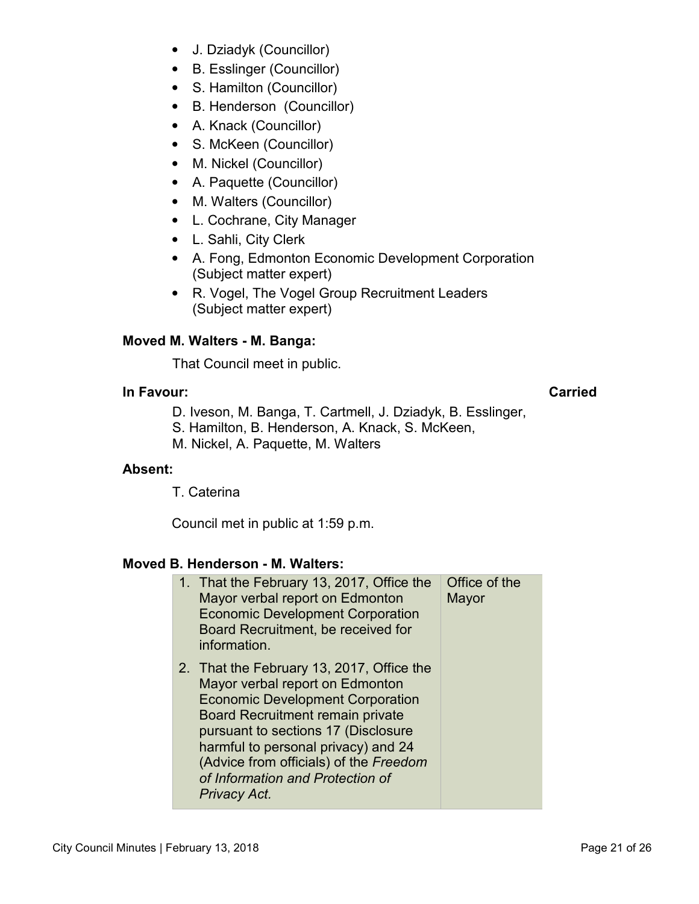- J. Dziadyk (Councillor)
- B. Esslinger (Councillor)
- S. Hamilton (Councillor)
- B. Henderson (Councillor)
- A. Knack (Councillor)
- S. McKeen (Councillor)
- M. Nickel (Councillor)
- A. Paquette (Councillor)
- M. Walters (Councillor)
- L. Cochrane, City Manager
- L. Sahli, City Clerk
- A. Fong, Edmonton Economic Development Corporation (Subject matter expert)
- R. Vogel, The Vogel Group Recruitment Leaders (Subject matter expert)

**Moved M. Walters - M. Banga:**

That Council meet in public.

**In Favour:** **Carried**

D. Iveson, M. Banga, T. Cartmell, J. Dziadyk, B. Esslinger, S. Hamilton, B. Henderson, A. Knack, S. McKeen, M. Nickel, A. Paquette, M. Walters

**Absent:**

T. Caterina

Council met in public at 1:59 p.m.

**Moved B. Henderson - M. Walters:**

| | |
|---|---|
| 1. That the February 13, 2017, Office the Mayor verbal report on Edmonton Economic Development Corporation Board Recruitment, be received for information.<br>2. That the February 13, 2017, Office the Mayor verbal report on Edmonton Economic Development Corporation Board Recruitment remain private pursuant to sections 17 (Disclosure harmful to personal privacy) and 24 (Advice from officials) of the *Freedom of Information and Protection of Privacy Act.* | Office of the Mayor |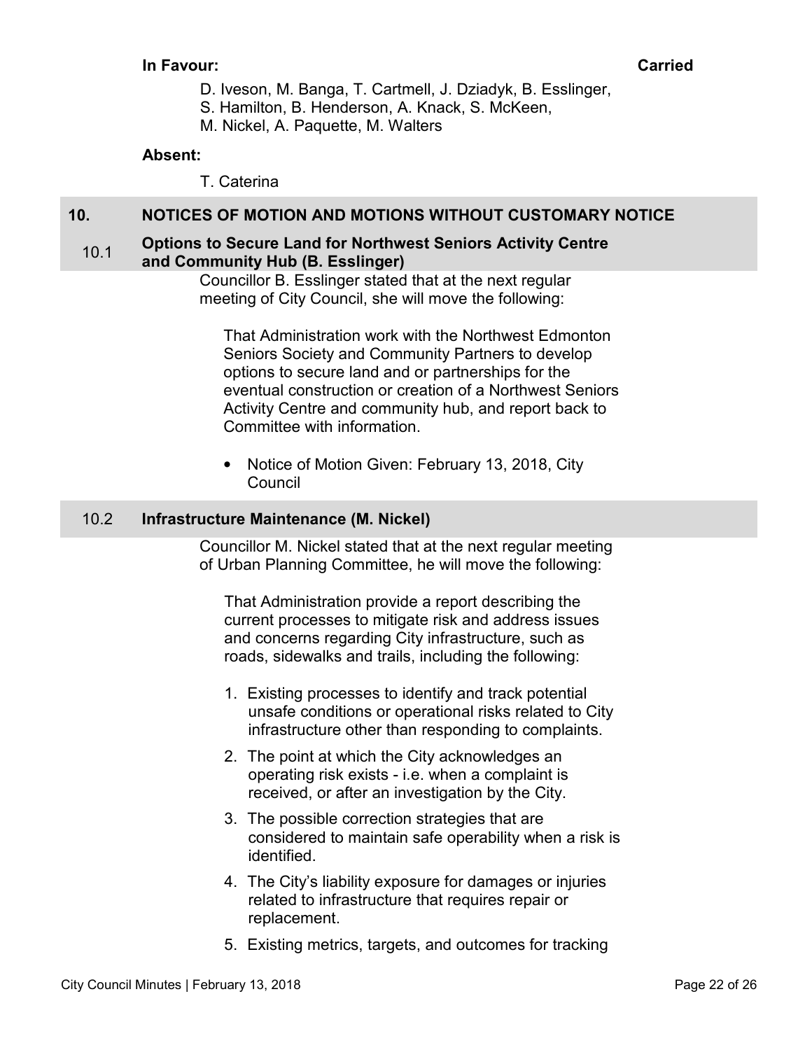**In Favour:** **Carried**

D. Iveson, M. Banga, T. Cartmell, J. Dziadyk, B. Esslinger, S. Hamilton, B. Henderson, A. Knack, S. McKeen, M. Nickel, A. Paquette, M. Walters

**Absent:**

T. Caterina

## 10. NOTICES OF MOTION AND MOTIONS WITHOUT CUSTOMARY NOTICE

### 10.1 Options to Secure Land for Northwest Seniors Activity Centre and Community Hub (B. Esslinger)

Councillor B. Esslinger stated that at the next regular meeting of City Council, she will move the following:

That Administration work with the Northwest Edmonton Seniors Society and Community Partners to develop options to secure land and or partnerships for the eventual construction or creation of a Northwest Seniors Activity Centre and community hub, and report back to Committee with information.

- Notice of Motion Given: February 13, 2018, City Council

### 10.2 Infrastructure Maintenance (M. Nickel)

Councillor M. Nickel stated that at the next regular meeting of Urban Planning Committee, he will move the following:

That Administration provide a report describing the current processes to mitigate risk and address issues and concerns regarding City infrastructure, such as roads, sidewalks and trails, including the following:

1. Existing processes to identify and track potential unsafe conditions or operational risks related to City infrastructure other than responding to complaints.
2. The point at which the City acknowledges an operating risk exists - i.e. when a complaint is received, or after an investigation by the City.
3. The possible correction strategies that are considered to maintain safe operability when a risk is identified.
4. The City's liability exposure for damages or injuries related to infrastructure that requires repair or replacement.
5. Existing metrics, targets, and outcomes for tracking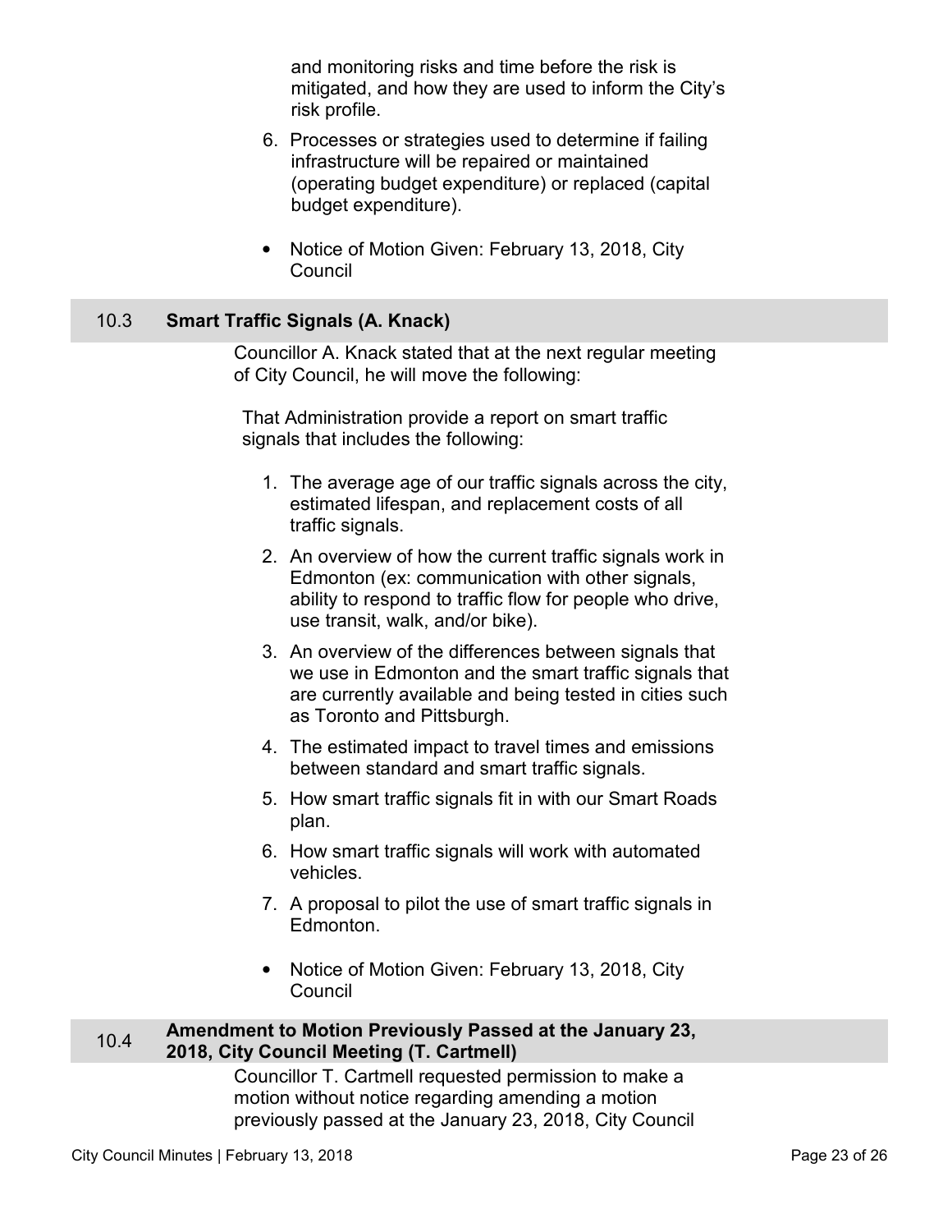and monitoring risks and time before the risk is mitigated, and how they are used to inform the City's risk profile.

6. Processes or strategies used to determine if failing infrastructure will be repaired or maintained (operating budget expenditure) or replaced (capital budget expenditure).

- Notice of Motion Given: February 13, 2018, City Council

## 10.3 Smart Traffic Signals (A. Knack)

Councillor A. Knack stated that at the next regular meeting of City Council, he will move the following:

That Administration provide a report on smart traffic signals that includes the following:

1. The average age of our traffic signals across the city, estimated lifespan, and replacement costs of all traffic signals.
2. An overview of how the current traffic signals work in Edmonton (ex: communication with other signals, ability to respond to traffic flow for people who drive, use transit, walk, and/or bike).
3. An overview of the differences between signals that we use in Edmonton and the smart traffic signals that are currently available and being tested in cities such as Toronto and Pittsburgh.
4. The estimated impact to travel times and emissions between standard and smart traffic signals.
5. How smart traffic signals fit in with our Smart Roads plan.
6. How smart traffic signals will work with automated vehicles.
7. A proposal to pilot the use of smart traffic signals in Edmonton.

- Notice of Motion Given: February 13, 2018, City Council

## 10.4 Amendment to Motion Previously Passed at the January 23, 2018, City Council Meeting (T. Cartmell)

Councillor T. Cartmell requested permission to make a motion without notice regarding amending a motion previously passed at the January 23, 2018, City Council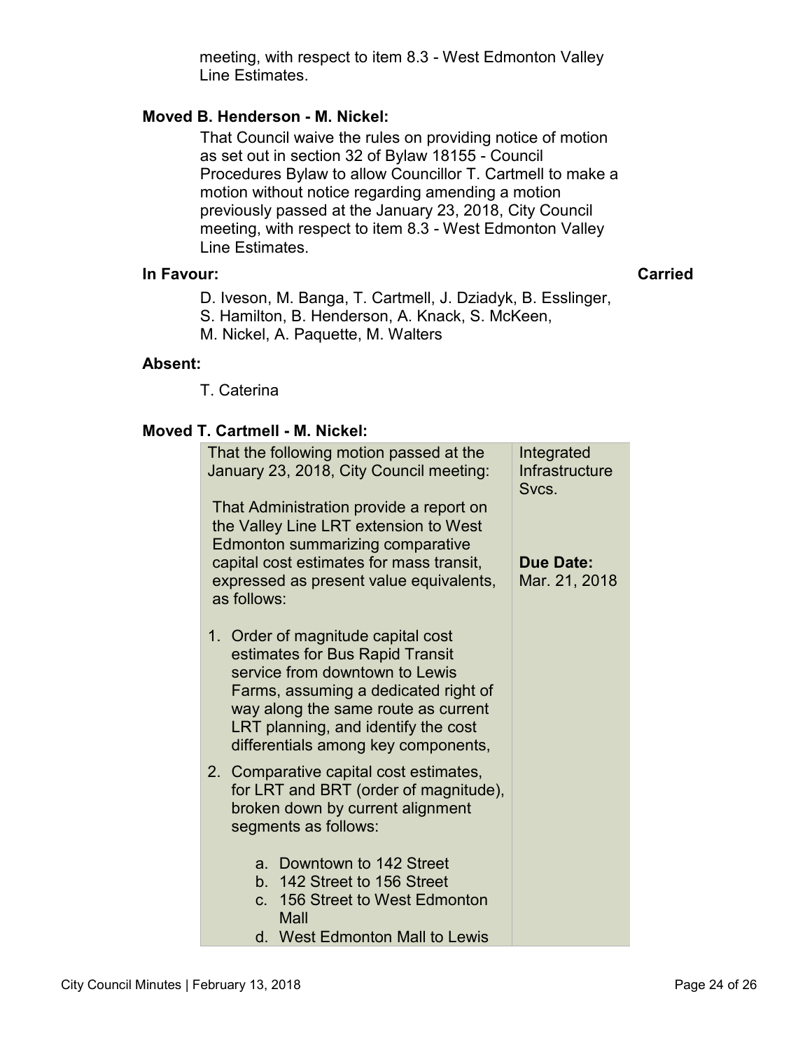meeting, with respect to item 8.3 - West Edmonton Valley Line Estimates.

**Moved B. Henderson - M. Nickel:**

That Council waive the rules on providing notice of motion as set out in section 32 of Bylaw 18155 - Council Procedures Bylaw to allow Councillor T. Cartmell to make a motion without notice regarding amending a motion previously passed at the January 23, 2018, City Council meeting, with respect to item 8.3 - West Edmonton Valley Line Estimates.

**In Favour:** **Carried**

D. Iveson, M. Banga, T. Cartmell, J. Dziadyk, B. Esslinger, S. Hamilton, B. Henderson, A. Knack, S. McKeen, M. Nickel, A. Paquette, M. Walters

**Absent:**

T. Caterina

**Moved T. Cartmell - M. Nickel:**

| | |
|---|---|
| That the following motion passed at the January 23, 2018, City Council meeting:<br><br>That Administration provide a report on the Valley Line LRT extension to West Edmonton summarizing comparative capital cost estimates for mass transit, expressed as present value equivalents, as follows:<br><br>1. Order of magnitude capital cost estimates for Bus Rapid Transit service from downtown to Lewis Farms, assuming a dedicated right of way along the same route as current LRT planning, and identify the cost differentials among key components,<br>2. Comparative capital cost estimates, for LRT and BRT (order of magnitude), broken down by current alignment segments as follows:<br>a. Downtown to 142 Street<br>b. 142 Street to 156 Street<br>c. 156 Street to West Edmonton Mall<br>d. West Edmonton Mall to Lewis | Integrated Infrastructure Svcs.<br><br>**Due Date:** Mar. 21, 2018 |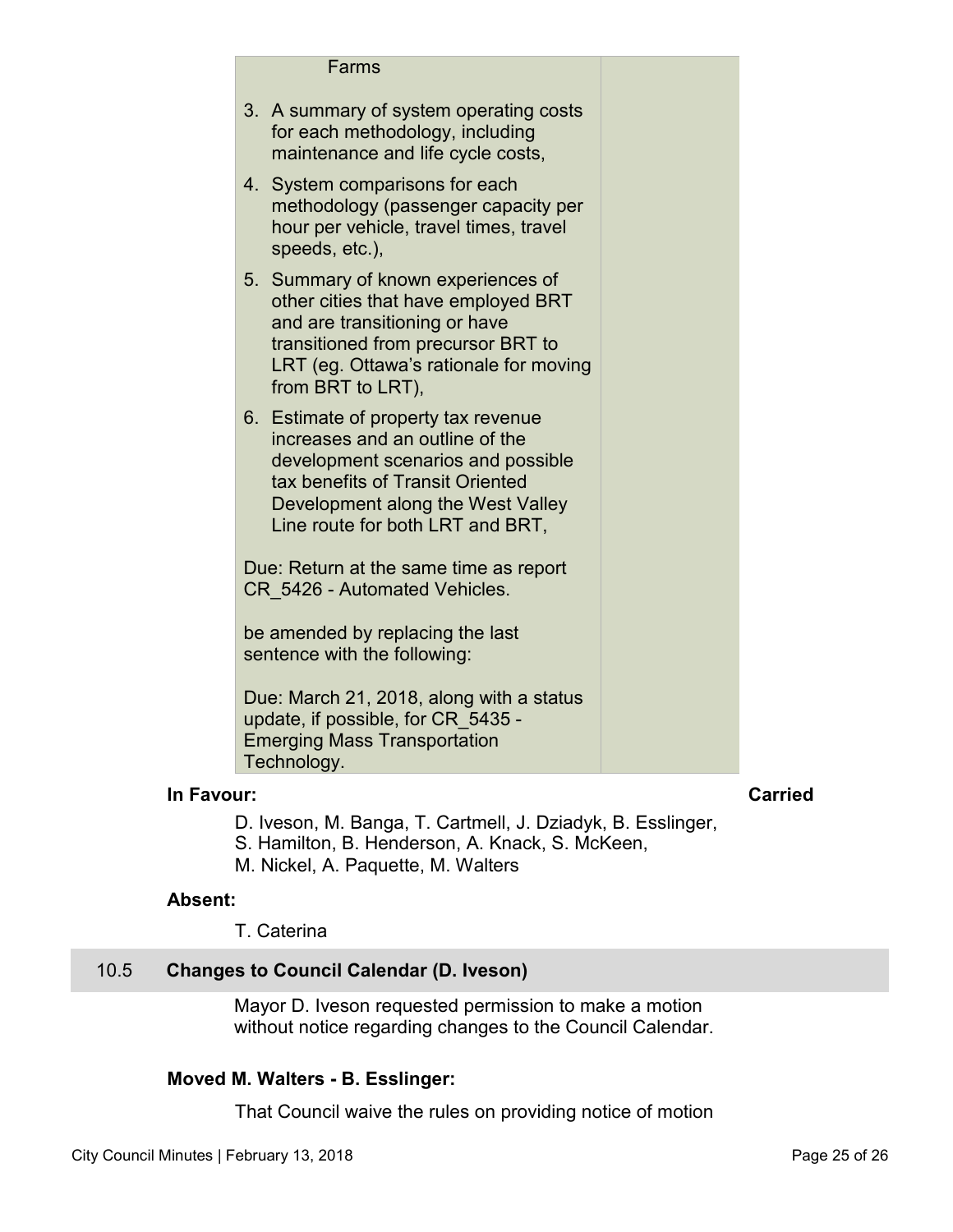| Farms<br><br>3. A summary of system operating costs for each methodology, including maintenance and life cycle costs,<br>4. System comparisons for each methodology (passenger capacity per hour per vehicle, travel times, travel speeds, etc.),<br>5. Summary of known experiences of other cities that have employed BRT and are transitioning or have transitioned from precursor BRT to LRT (eg. Ottawa's rationale for moving from BRT to LRT),<br>6. Estimate of property tax revenue increases and an outline of the development scenarios and possible tax benefits of Transit Oriented Development along the West Valley Line route for both LRT and BRT,<br><br>Due: Return at the same time as report CR_5426 - Automated Vehicles.<br><br>be amended by replacing the last sentence with the following:<br><br>Due: March 21, 2018, along with a status update, if possible, for CR_5435 - Emerging Mass Transportation Technology. | |
|---|---|

**In Favour:** **Carried**

D. Iveson, M. Banga, T. Cartmell, J. Dziadyk, B. Esslinger, S. Hamilton, B. Henderson, A. Knack, S. McKeen, M. Nickel, A. Paquette, M. Walters

**Absent:**

T. Caterina

## 10.5 Changes to Council Calendar (D. Iveson)

Mayor D. Iveson requested permission to make a motion without notice regarding changes to the Council Calendar.

**Moved M. Walters - B. Esslinger:**

That Council waive the rules on providing notice of motion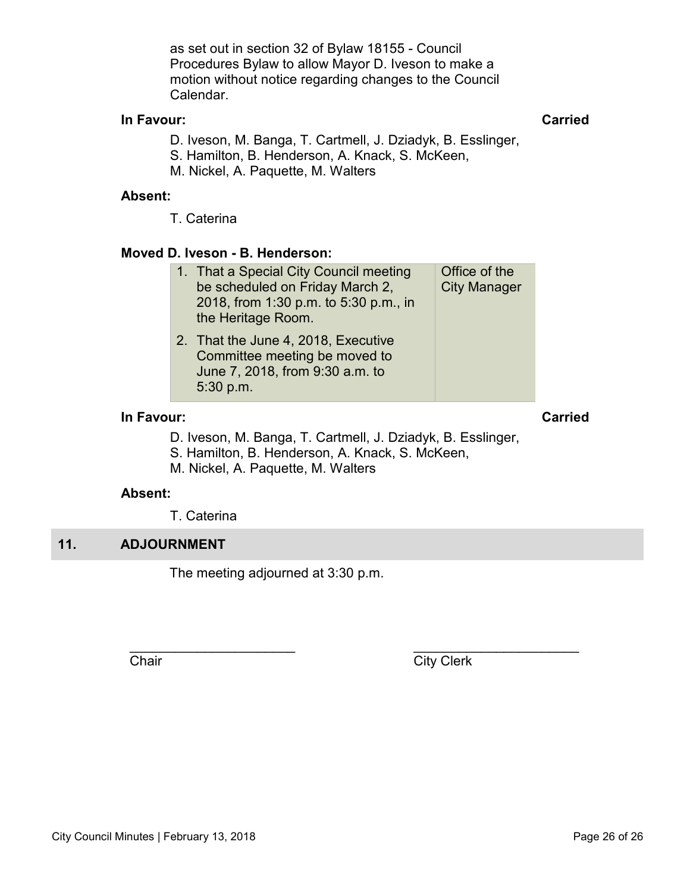as set out in section 32 of Bylaw 18155 - Council Procedures Bylaw to allow Mayor D. Iveson to make a motion without notice regarding changes to the Council Calendar.

**In Favour:** **Carried**

D. Iveson, M. Banga, T. Cartmell, J. Dziadyk, B. Esslinger, S. Hamilton, B. Henderson, A. Knack, S. McKeen, M. Nickel, A. Paquette, M. Walters

**Absent:**

T. Caterina

**Moved D. Iveson - B. Henderson:**

| | |
|---|---|
| 1. That a Special City Council meeting be scheduled on Friday March 2, 2018, from 1:30 p.m. to 5:30 p.m., in the Heritage Room.<br>2. That the June 4, 2018, Executive Committee meeting be moved to June 7, 2018, from 9:30 a.m. to 5:30 p.m. | Office of the City Manager |

**In Favour:** **Carried**

D. Iveson, M. Banga, T. Cartmell, J. Dziadyk, B. Esslinger, S. Hamilton, B. Henderson, A. Knack, S. McKeen, M. Nickel, A. Paquette, M. Walters

**Absent:**

T. Caterina

## 11. ADJOURNMENT

The meeting adjourned at 3:30 p.m.

______________________ Chair

______________________ City Clerk